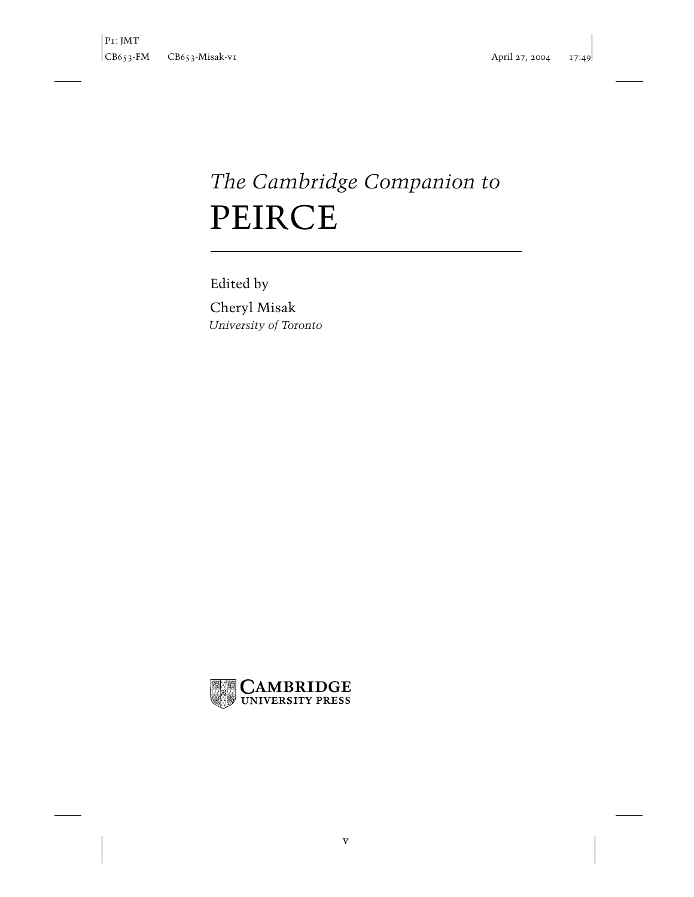# *The Cambridge Companion to* PEIRCE

Edited by

Cheryl Misak

*University of Toronto*

CAMBRIDGE UNIVERSITY PRESS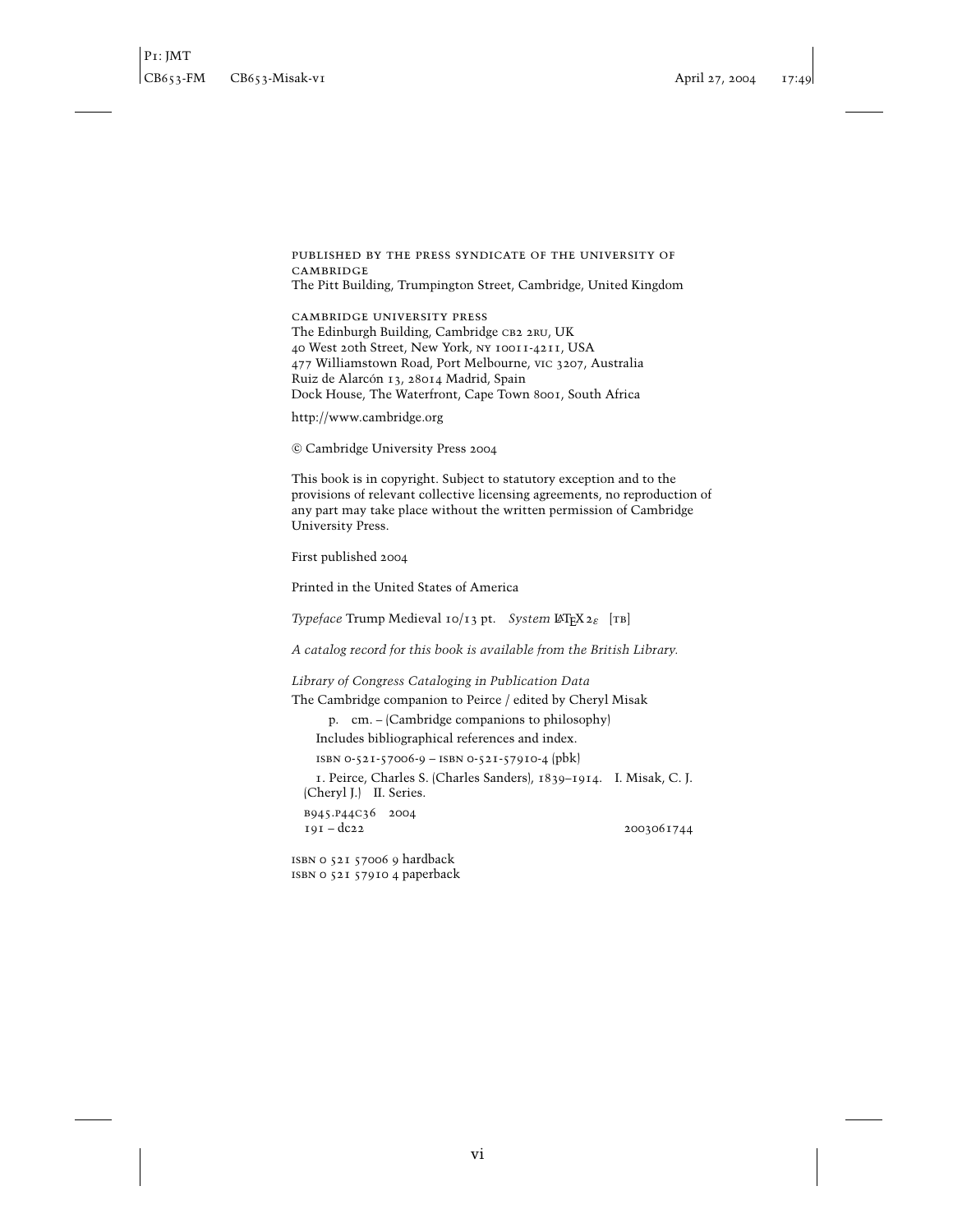PUBLISHED BY THE PRESS SYNDICATE OF THE UNIVERSITY OF CAMBRIDGE
The Pitt Building, Trumpington Street, Cambridge, United Kingdom

CAMBRIDGE UNIVERSITY PRESS
The Edinburgh Building, Cambridge CB2 2RU, UK
40 West 20th Street, New York, NY 10011-4211, USA
477 Williamstown Road, Port Melbourne, VIC 3207, Australia
Ruiz de Alarcón 13, 28014 Madrid, Spain
Dock House, The Waterfront, Cape Town 8001, South Africa

http://www.cambridge.org

© Cambridge University Press 2004

This book is in copyright. Subject to statutory exception and to the provisions of relevant collective licensing agreements, no reproduction of any part may take place without the written permission of Cambridge University Press.

First published 2004

Printed in the United States of America

*Typeface* Trump Medieval 10/13 pt. *System* LATEX $2_\varepsilon$ [TB]

*A catalog record for this book is available from the British Library.*

*Library of Congress Cataloging in Publication Data*

The Cambridge companion to Peirce / edited by Cheryl Misak

p. cm. – (Cambridge companions to philosophy)

Includes bibliographical references and index.

ISBN 0-521-57006-9 – ISBN 0-521-57910-4 (pbk)

1. Peirce, Charles S. (Charles Sanders), 1839–1914. I. Misak, C. J. (Cheryl J.) II. Series.

B945.P44C36 2004
191 – dc22 2003061744

ISBN 0 521 57006 9 hardback
ISBN 0 521 57910 4 paperback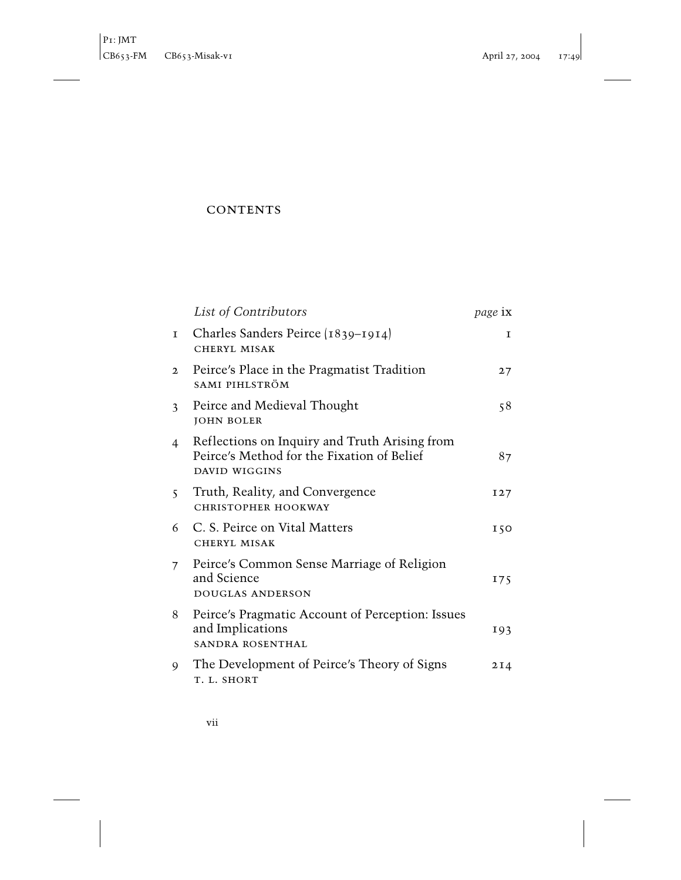# CONTENTS

| | | |
|---|---|---|
| | *List of Contributors* | *page* ix |
| 1 | Charles Sanders Peirce (1839–1914)<br>CHERYL MISAK | 1 |
| 2 | Peirce's Place in the Pragmatist Tradition<br>SAMI PIHLSTRÖM | 27 |
| 3 | Peirce and Medieval Thought<br>JOHN BOLER | 58 |
| 4 | Reflections on Inquiry and Truth Arising from Peirce's Method for the Fixation of Belief<br>DAVID WIGGINS | 87 |
| 5 | Truth, Reality, and Convergence<br>CHRISTOPHER HOOKWAY | 127 |
| 6 | C. S. Peirce on Vital Matters<br>CHERYL MISAK | 150 |
| 7 | Peirce's Common Sense Marriage of Religion and Science<br>DOUGLAS ANDERSON | 175 |
| 8 | Peirce's Pragmatic Account of Perception: Issues and Implications<br>SANDRA ROSENTHAL | 193 |
| 9 | The Development of Peirce's Theory of Signs<br>T. L. SHORT | 214 |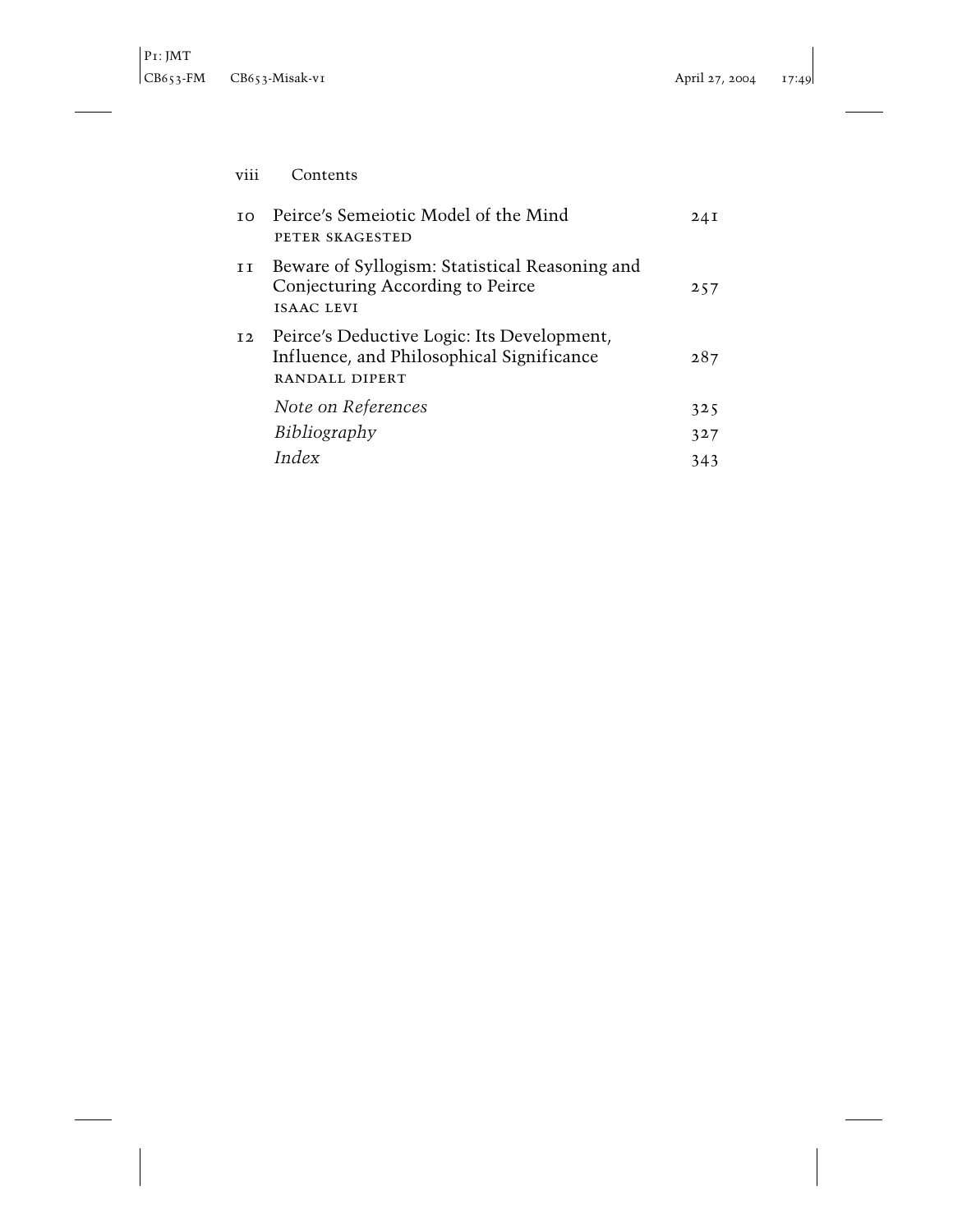| | | |
|---|---|---|
| 10 | Peirce's Semeiotic Model of the Mind<br>PETER SKAGESTED | 241 |
| 11 | Beware of Syllogism: Statistical Reasoning and Conjecturing According to Peirce<br>ISAAC LEVI | 257 |
| 12 | Peirce's Deductive Logic: Its Development, Influence, and Philosophical Significance<br>RANDALL DIPERT | 287 |
| | *Note on References* | 325 |
| | *Bibliography* | 327 |
| | *Index* | 343 |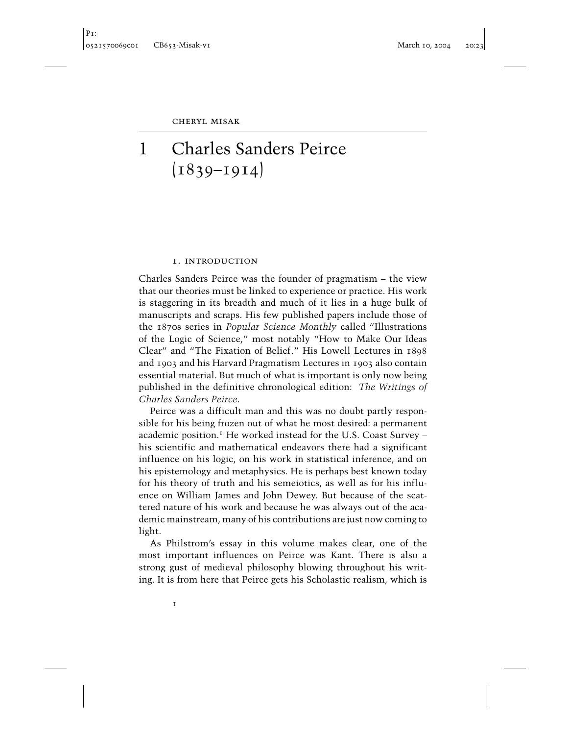CHERYL MISAK

# 1 Charles Sanders Peirce (1839–1914)

## 1. INTRODUCTION

Charles Sanders Peirce was the founder of pragmatism – the view that our theories must be linked to experience or practice. His work is staggering in its breadth and much of it lies in a huge bulk of manuscripts and scraps. His few published papers include those of the 1870s series in *Popular Science Monthly* called "Illustrations of the Logic of Science," most notably "How to Make Our Ideas Clear" and "The Fixation of Belief." His Lowell Lectures in 1898 and 1903 and his Harvard Pragmatism Lectures in 1903 also contain essential material. But much of what is important is only now being published in the definitive chronological edition: *The Writings of Charles Sanders Peirce*.

Peirce was a difficult man and this was no doubt partly responsible for his being frozen out of what he most desired: a permanent academic position.[1] He worked instead for the U.S. Coast Survey – his scientific and mathematical endeavors there had a significant influence on his logic, on his work in statistical inference, and on his epistemology and metaphysics. He is perhaps best known today for his theory of truth and his semeiotics, as well as for his influence on William James and John Dewey. But because of the scattered nature of his work and because he was always out of the academic mainstream, many of his contributions are just now coming to light.

As Philstrom's essay in this volume makes clear, one of the most important influences on Peirce was Kant. There is also a strong gust of medieval philosophy blowing throughout his writing. It is from here that Peirce gets his Scholastic realism, which is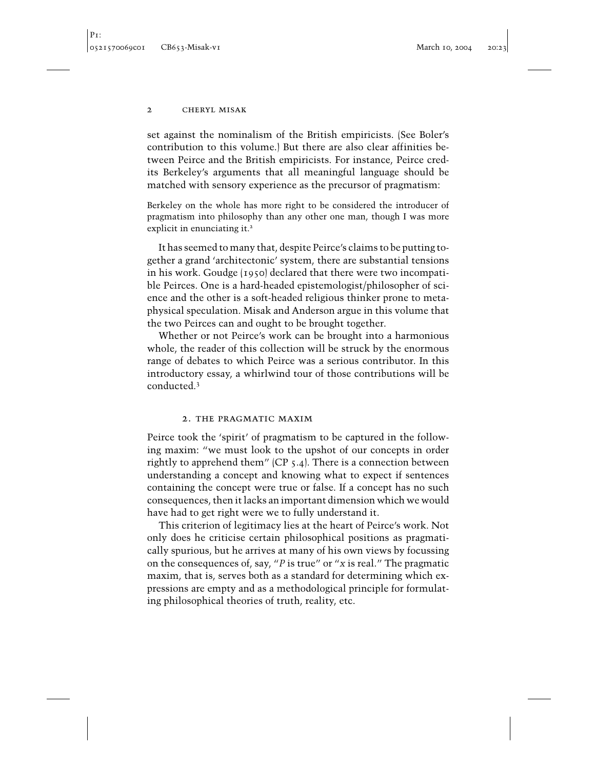set against the nominalism of the British empiricists. (See Boler's contribution to this volume.) But there are also clear affinities between Peirce and the British empiricists. For instance, Peirce credits Berkeley's arguments that all meaningful language should be matched with sensory experience as the precursor of pragmatism:

> Berkeley on the whole has more right to be considered the introducer of pragmatism into philosophy than any other one man, though I was more explicit in enunciating it.[2]

It has seemed to many that, despite Peirce's claims to be putting together a grand 'architectonic' system, there are substantial tensions in his work. Goudge (1950) declared that there were two incompatible Peirces. One is a hard-headed epistemologist/philosopher of science and the other is a soft-headed religious thinker prone to metaphysical speculation. Misak and Anderson argue in this volume that the two Peirces can and ought to be brought together.

Whether or not Peirce's work can be brought into a harmonious whole, the reader of this collection will be struck by the enormous range of debates to which Peirce was a serious contributor. In this introductory essay, a whirlwind tour of those contributions will be conducted.[3]

## 2. THE PRAGMATIC MAXIM

Peirce took the 'spirit' of pragmatism to be captured in the following maxim: "we must look to the upshot of our concepts in order rightly to apprehend them" (CP 5.4). There is a connection between understanding a concept and knowing what to expect if sentences containing the concept were true or false. If a concept has no such consequences, then it lacks an important dimension which we would have had to get right were we to fully understand it.

This criterion of legitimacy lies at the heart of Peirce's work. Not only does he criticise certain philosophical positions as pragmatically spurious, but he arrives at many of his own views by focussing on the consequences of, say, "*P* is true" or "*x* is real." The pragmatic maxim, that is, serves both as a standard for determining which expressions are empty and as a methodological principle for formulating philosophical theories of truth, reality, etc.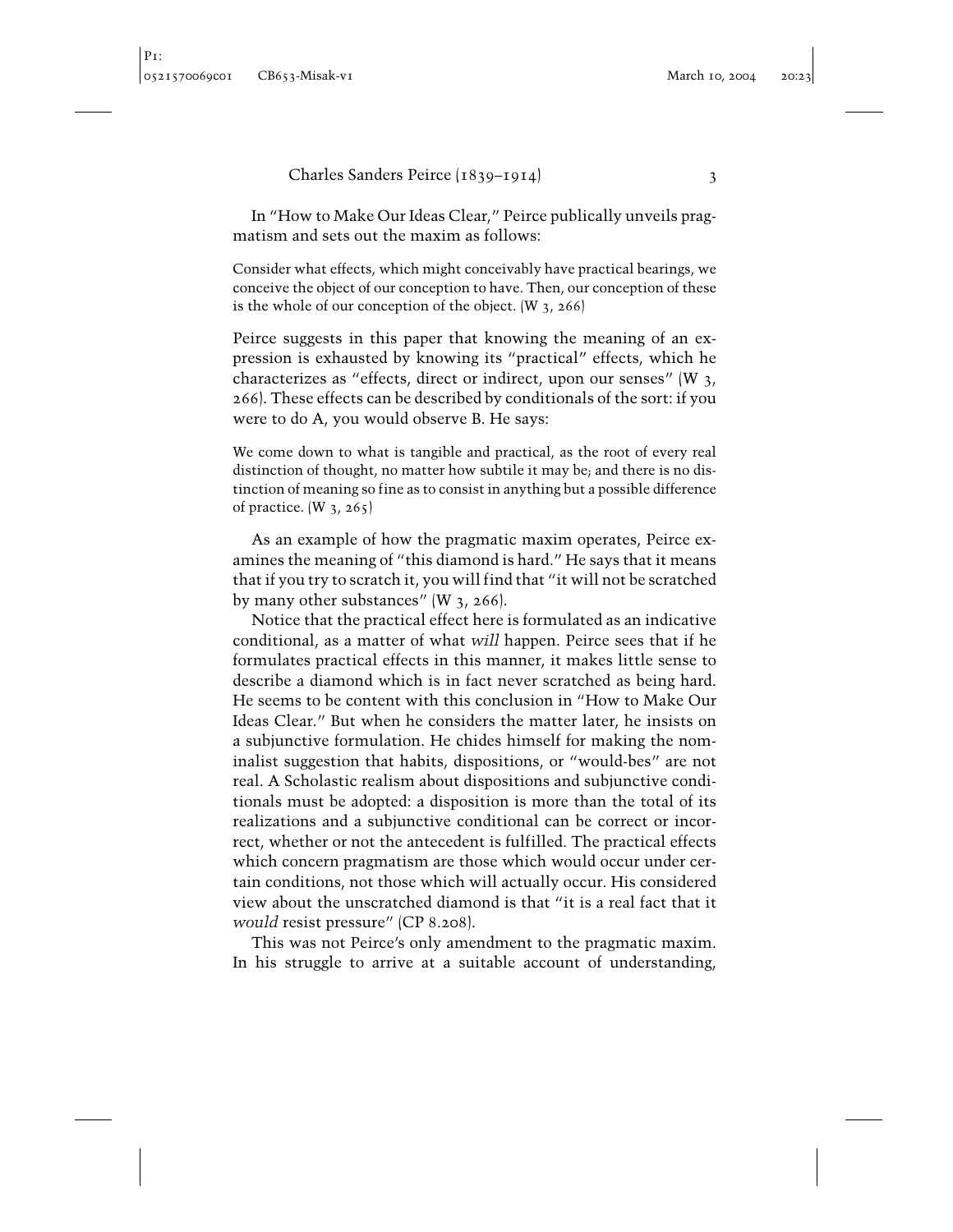In "How to Make Our Ideas Clear," Peirce publically unveils pragmatism and sets out the maxim as follows:

> Consider what effects, which might conceivably have practical bearings, we conceive the object of our conception to have. Then, our conception of these is the whole of our conception of the object. (W 3, 266)

Peirce suggests in this paper that knowing the meaning of an expression is exhausted by knowing its "practical" effects, which he characterizes as "effects, direct or indirect, upon our senses" (W 3, 266). These effects can be described by conditionals of the sort: if you were to do A, you would observe B. He says:

> We come down to what is tangible and practical, as the root of every real distinction of thought, no matter how subtile it may be; and there is no distinction of meaning so fine as to consist in anything but a possible difference of practice. (W 3, 265)

As an example of how the pragmatic maxim operates, Peirce examines the meaning of "this diamond is hard." He says that it means that if you try to scratch it, you will find that "it will not be scratched by many other substances" (W 3, 266).

Notice that the practical effect here is formulated as an indicative conditional, as a matter of what *will* happen. Peirce sees that if he formulates practical effects in this manner, it makes little sense to describe a diamond which is in fact never scratched as being hard. He seems to be content with this conclusion in "How to Make Our Ideas Clear." But when he considers the matter later, he insists on a subjunctive formulation. He chides himself for making the nominalist suggestion that habits, dispositions, or "would-bes" are not real. A Scholastic realism about dispositions and subjunctive conditionals must be adopted: a disposition is more than the total of its realizations and a subjunctive conditional can be correct or incorrect, whether or not the antecedent is fulfilled. The practical effects which concern pragmatism are those which would occur under certain conditions, not those which will actually occur. His considered view about the unscratched diamond is that "it is a real fact that it *would* resist pressure" (CP 8.208).

This was not Peirce's only amendment to the pragmatic maxim. In his struggle to arrive at a suitable account of understanding,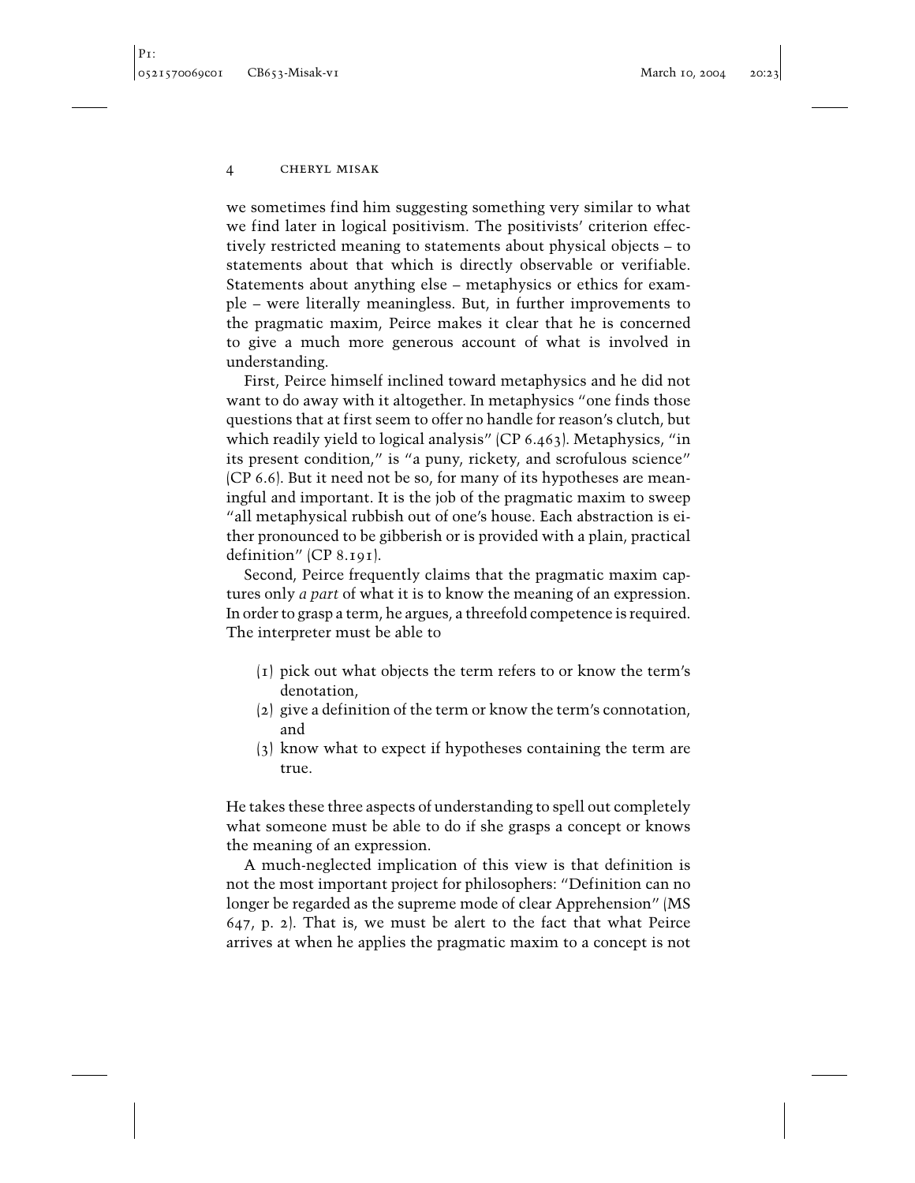we sometimes find him suggesting something very similar to what we find later in logical positivism. The positivists' criterion effectively restricted meaning to statements about physical objects – to statements about that which is directly observable or verifiable. Statements about anything else – metaphysics or ethics for example – were literally meaningless. But, in further improvements to the pragmatic maxim, Peirce makes it clear that he is concerned to give a much more generous account of what is involved in understanding.

First, Peirce himself inclined toward metaphysics and he did not want to do away with it altogether. In metaphysics "one finds those questions that at first seem to offer no handle for reason's clutch, but which readily yield to logical analysis" (CP 6.463). Metaphysics, "in its present condition," is "a puny, rickety, and scrofulous science" (CP 6.6). But it need not be so, for many of its hypotheses are meaningful and important. It is the job of the pragmatic maxim to sweep "all metaphysical rubbish out of one's house. Each abstraction is either pronounced to be gibberish or is provided with a plain, practical definition" (CP 8.191).

Second, Peirce frequently claims that the pragmatic maxim captures only *a part* of what it is to know the meaning of an expression. In order to grasp a term, he argues, a threefold competence is required. The interpreter must be able to

(1) pick out what objects the term refers to or know the term's denotation,
(2) give a definition of the term or know the term's connotation, and
(3) know what to expect if hypotheses containing the term are true.

He takes these three aspects of understanding to spell out completely what someone must be able to do if she grasps a concept or knows the meaning of an expression.

A much-neglected implication of this view is that definition is not the most important project for philosophers: "Definition can no longer be regarded as the supreme mode of clear Apprehension" (MS 647, p. 2). That is, we must be alert to the fact that what Peirce arrives at when he applies the pragmatic maxim to a concept is not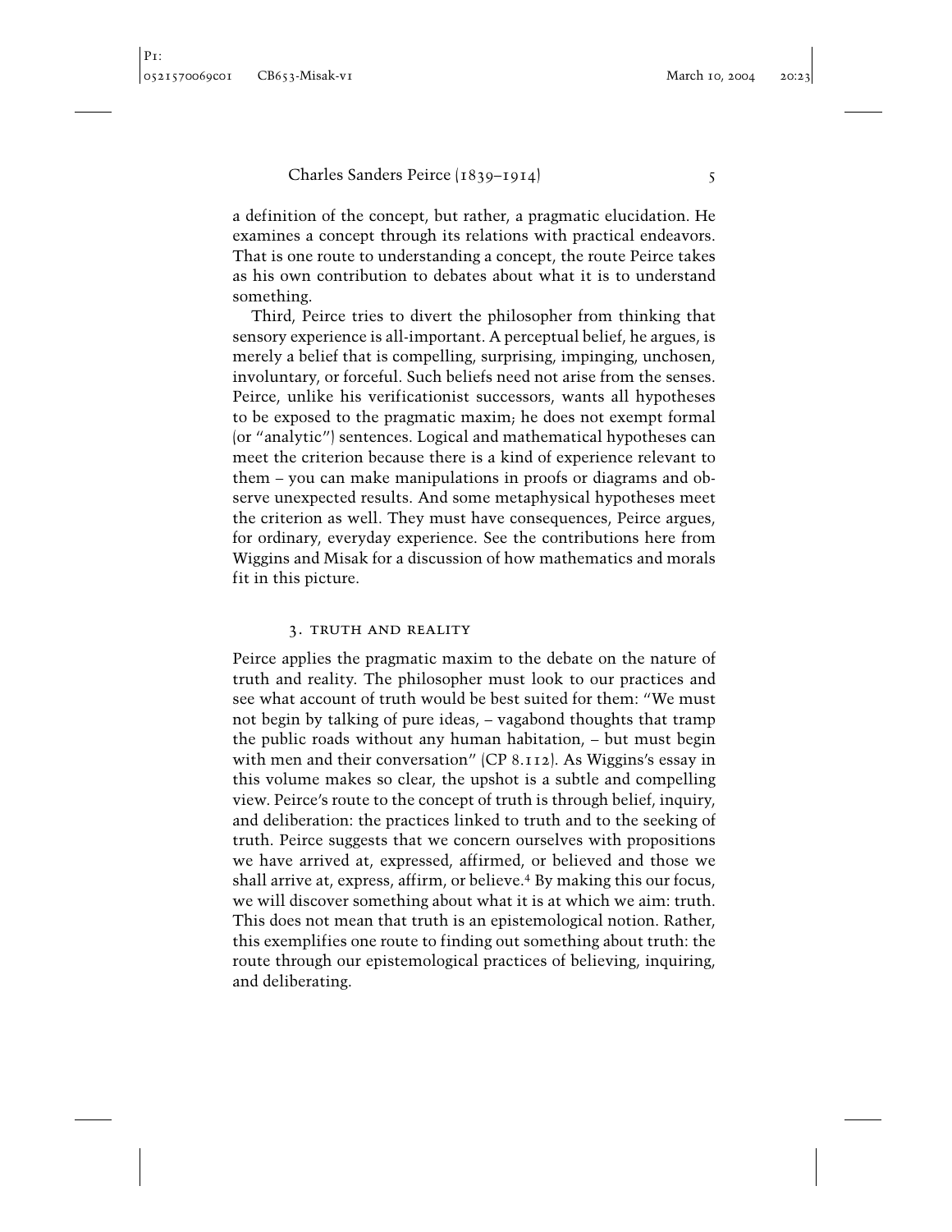a definition of the concept, but rather, a pragmatic elucidation. He examines a concept through its relations with practical endeavors. That is one route to understanding a concept, the route Peirce takes as his own contribution to debates about what it is to understand something.

Third, Peirce tries to divert the philosopher from thinking that sensory experience is all-important. A perceptual belief, he argues, is merely a belief that is compelling, surprising, impinging, unchosen, involuntary, or forceful. Such beliefs need not arise from the senses. Peirce, unlike his verificationist successors, wants all hypotheses to be exposed to the pragmatic maxim; he does not exempt formal (or "analytic") sentences. Logical and mathematical hypotheses can meet the criterion because there is a kind of experience relevant to them – you can make manipulations in proofs or diagrams and observe unexpected results. And some metaphysical hypotheses meet the criterion as well. They must have consequences, Peirce argues, for ordinary, everyday experience. See the contributions here from Wiggins and Misak for a discussion of how mathematics and morals fit in this picture.

## 3. TRUTH AND REALITY

Peirce applies the pragmatic maxim to the debate on the nature of truth and reality. The philosopher must look to our practices and see what account of truth would be best suited for them: "We must not begin by talking of pure ideas, – vagabond thoughts that tramp the public roads without any human habitation, – but must begin with men and their conversation" (CP 8.112). As Wiggins's essay in this volume makes so clear, the upshot is a subtle and compelling view. Peirce's route to the concept of truth is through belief, inquiry, and deliberation: the practices linked to truth and to the seeking of truth. Peirce suggests that we concern ourselves with propositions we have arrived at, expressed, affirmed, or believed and those we shall arrive at, express, affirm, or believe.[4] By making this our focus, we will discover something about what it is at which we aim: truth. This does not mean that truth is an epistemological notion. Rather, this exemplifies one route to finding out something about truth: the route through our epistemological practices of believing, inquiring, and deliberating.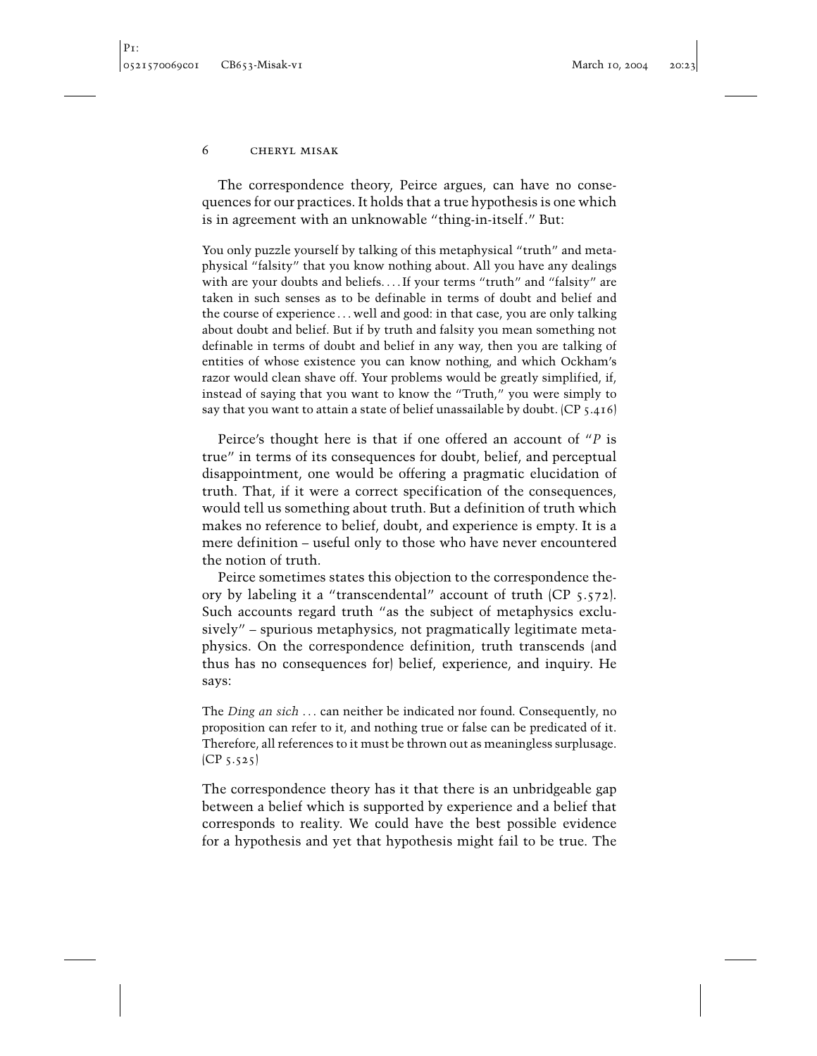The correspondence theory, Peirce argues, can have no consequences for our practices. It holds that a true hypothesis is one which is in agreement with an unknowable "thing-in-itself." But:

> You only puzzle yourself by talking of this metaphysical "truth" and metaphysical "falsity" that you know nothing about. All you have any dealings with are your doubts and beliefs. . . . If your terms "truth" and "falsity" are taken in such senses as to be definable in terms of doubt and belief and the course of experience . . . well and good: in that case, you are only talking about doubt and belief. But if by truth and falsity you mean something not definable in terms of doubt and belief in any way, then you are talking of entities of whose existence you can know nothing, and which Ockham's razor would clean shave off. Your problems would be greatly simplified, if, instead of saying that you want to know the "Truth," you were simply to say that you want to attain a state of belief unassailable by doubt. (CP 5.416)

Peirce's thought here is that if one offered an account of "*P* is true" in terms of its consequences for doubt, belief, and perceptual disappointment, one would be offering a pragmatic elucidation of truth. That, if it were a correct specification of the consequences, would tell us something about truth. But a definition of truth which makes no reference to belief, doubt, and experience is empty. It is a mere definition – useful only to those who have never encountered the notion of truth.

Peirce sometimes states this objection to the correspondence theory by labeling it a "transcendental" account of truth (CP 5.572). Such accounts regard truth "as the subject of metaphysics exclusively" – spurious metaphysics, not pragmatically legitimate metaphysics. On the correspondence definition, truth transcends (and thus has no consequences for) belief, experience, and inquiry. He says:

> The *Ding an sich* . . . can neither be indicated nor found. Consequently, no proposition can refer to it, and nothing true or false can be predicated of it. Therefore, all references to it must be thrown out as meaningless surplusage. (CP 5.525)

The correspondence theory has it that there is an unbridgeable gap between a belief which is supported by experience and a belief that corresponds to reality. We could have the best possible evidence for a hypothesis and yet that hypothesis might fail to be true. The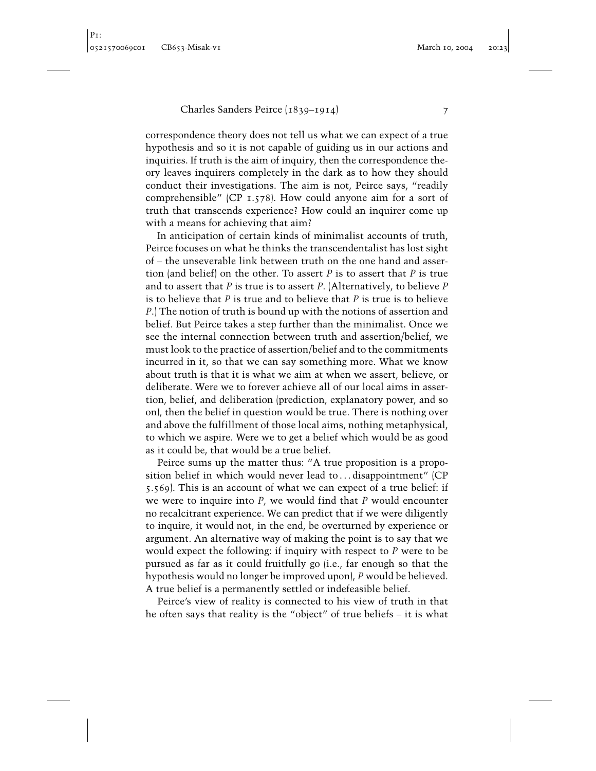correspondence theory does not tell us what we can expect of a true hypothesis and so it is not capable of guiding us in our actions and inquiries. If truth is the aim of inquiry, then the correspondence theory leaves inquirers completely in the dark as to how they should conduct their investigations. The aim is not, Peirce says, "readily comprehensible" (CP 1.578). How could anyone aim for a sort of truth that transcends experience? How could an inquirer come up with a means for achieving that aim?

In anticipation of certain kinds of minimalist accounts of truth, Peirce focuses on what he thinks the transcendentalist has lost sight of – the unseverable link between truth on the one hand and assertion (and belief) on the other. To assert *P* is to assert that *P* is true and to assert that *P* is true is to assert *P*. (Alternatively, to believe *P* is to believe that *P* is true and to believe that *P* is true is to believe *P*.) The notion of truth is bound up with the notions of assertion and belief. But Peirce takes a step further than the minimalist. Once we see the internal connection between truth and assertion/belief, we must look to the practice of assertion/belief and to the commitments incurred in it, so that we can say something more. What we know about truth is that it is what we aim at when we assert, believe, or deliberate. Were we to forever achieve all of our local aims in assertion, belief, and deliberation (prediction, explanatory power, and so on), then the belief in question would be true. There is nothing over and above the fulfillment of those local aims, nothing metaphysical, to which we aspire. Were we to get a belief which would be as good as it could be, that would be a true belief.

Peirce sums up the matter thus: "A true proposition is a proposition belief in which would never lead to . . . disappointment" (CP 5.569). This is an account of what we can expect of a true belief: if we were to inquire into *P*, we would find that *P* would encounter no recalcitrant experience. We can predict that if we were diligently to inquire, it would not, in the end, be overturned by experience or argument. An alternative way of making the point is to say that we would expect the following: if inquiry with respect to *P* were to be pursued as far as it could fruitfully go (i.e., far enough so that the hypothesis would no longer be improved upon), *P* would be believed. A true belief is a permanently settled or indefeasible belief.

Peirce's view of reality is connected to his view of truth in that he often says that reality is the "object" of true beliefs – it is what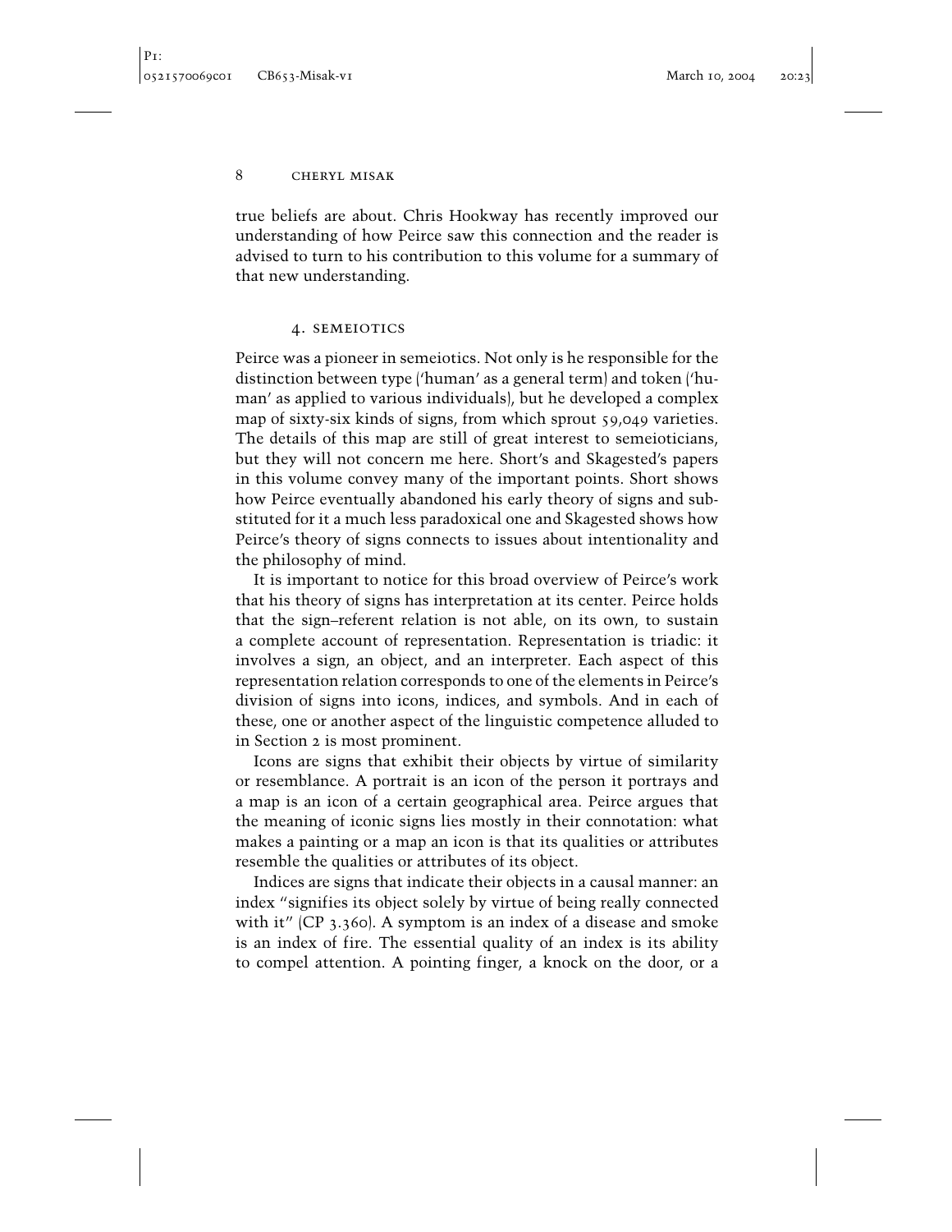true beliefs are about. Chris Hookway has recently improved our understanding of how Peirce saw this connection and the reader is advised to turn to his contribution to this volume for a summary of that new understanding.

## 4. SEMEIOTICS

Peirce was a pioneer in semeiotics. Not only is he responsible for the distinction between type ('human' as a general term) and token ('human' as applied to various individuals), but he developed a complex map of sixty-six kinds of signs, from which sprout 59,049 varieties. The details of this map are still of great interest to semeioticians, but they will not concern me here. Short's and Skagested's papers in this volume convey many of the important points. Short shows how Peirce eventually abandoned his early theory of signs and substituted for it a much less paradoxical one and Skagested shows how Peirce's theory of signs connects to issues about intentionality and the philosophy of mind.

It is important to notice for this broad overview of Peirce's work that his theory of signs has interpretation at its center. Peirce holds that the sign–referent relation is not able, on its own, to sustain a complete account of representation. Representation is triadic: it involves a sign, an object, and an interpreter. Each aspect of this representation relation corresponds to one of the elements in Peirce's division of signs into icons, indices, and symbols. And in each of these, one or another aspect of the linguistic competence alluded to in Section 2 is most prominent.

Icons are signs that exhibit their objects by virtue of similarity or resemblance. A portrait is an icon of the person it portrays and a map is an icon of a certain geographical area. Peirce argues that the meaning of iconic signs lies mostly in their connotation: what makes a painting or a map an icon is that its qualities or attributes resemble the qualities or attributes of its object.

Indices are signs that indicate their objects in a causal manner: an index "signifies its object solely by virtue of being really connected with it" (CP 3.360). A symptom is an index of a disease and smoke is an index of fire. The essential quality of an index is its ability to compel attention. A pointing finger, a knock on the door, or a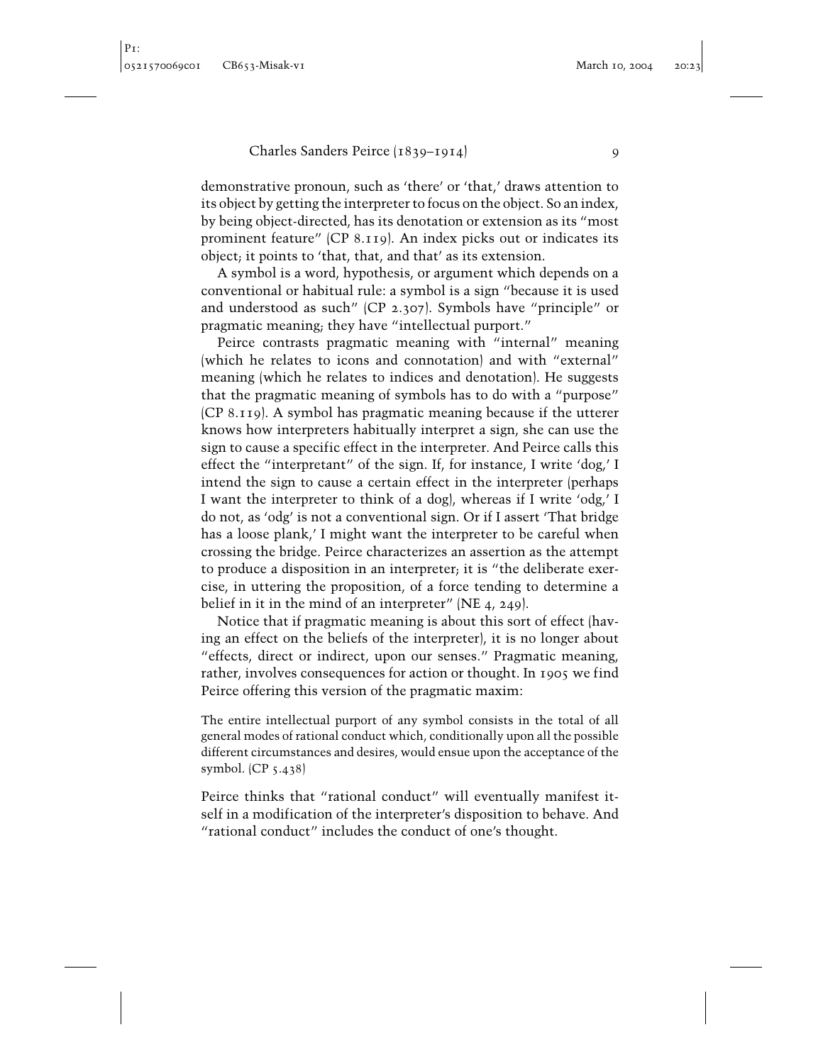demonstrative pronoun, such as 'there' or 'that,' draws attention to its object by getting the interpreter to focus on the object. So an index, by being object-directed, has its denotation or extension as its "most prominent feature" (CP 8.119). An index picks out or indicates its object; it points to 'that, that, and that' as its extension.

A symbol is a word, hypothesis, or argument which depends on a conventional or habitual rule: a symbol is a sign "because it is used and understood as such" (CP 2.307). Symbols have "principle" or pragmatic meaning; they have "intellectual purport."

Peirce contrasts pragmatic meaning with "internal" meaning (which he relates to icons and connotation) and with "external" meaning (which he relates to indices and denotation). He suggests that the pragmatic meaning of symbols has to do with a "purpose" (CP 8.119). A symbol has pragmatic meaning because if the utterer knows how interpreters habitually interpret a sign, she can use the sign to cause a specific effect in the interpreter. And Peirce calls this effect the "interpretant" of the sign. If, for instance, I write 'dog,' I intend the sign to cause a certain effect in the interpreter (perhaps I want the interpreter to think of a dog), whereas if I write 'odg,' I do not, as 'odg' is not a conventional sign. Or if I assert 'That bridge has a loose plank,' I might want the interpreter to be careful when crossing the bridge. Peirce characterizes an assertion as the attempt to produce a disposition in an interpreter; it is "the deliberate exercise, in uttering the proposition, of a force tending to determine a belief in it in the mind of an interpreter" (NE 4, 249).

Notice that if pragmatic meaning is about this sort of effect (having an effect on the beliefs of the interpreter), it is no longer about "effects, direct or indirect, upon our senses." Pragmatic meaning, rather, involves consequences for action or thought. In 1905 we find Peirce offering this version of the pragmatic maxim:

> The entire intellectual purport of any symbol consists in the total of all general modes of rational conduct which, conditionally upon all the possible different circumstances and desires, would ensue upon the acceptance of the symbol. (CP 5.438)

Peirce thinks that "rational conduct" will eventually manifest itself in a modification of the interpreter's disposition to behave. And "rational conduct" includes the conduct of one's thought.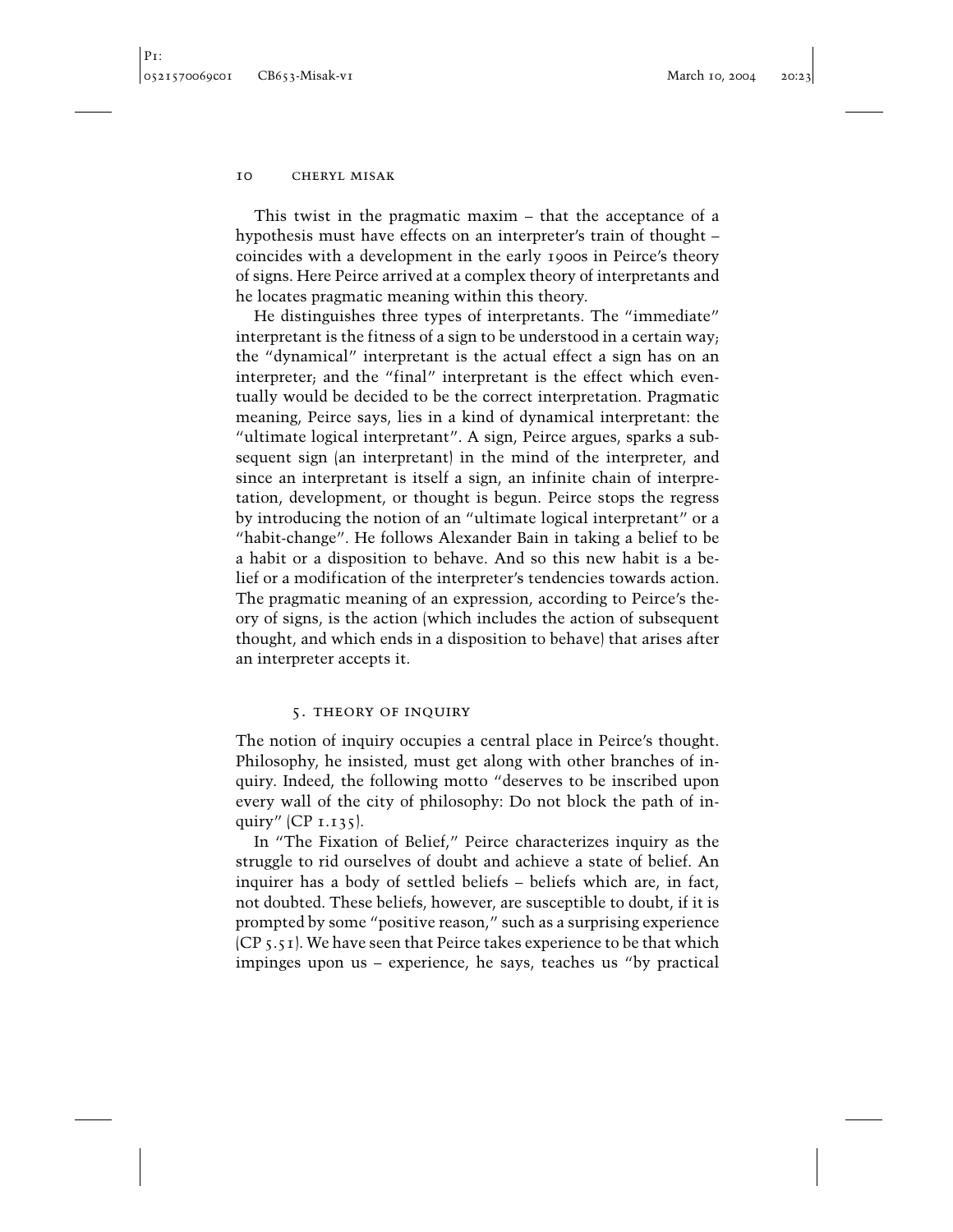This twist in the pragmatic maxim – that the acceptance of a hypothesis must have effects on an interpreter's train of thought – coincides with a development in the early 1900s in Peirce's theory of signs. Here Peirce arrived at a complex theory of interpretants and he locates pragmatic meaning within this theory.

He distinguishes three types of interpretants. The "immediate" interpretant is the fitness of a sign to be understood in a certain way; the "dynamical" interpretant is the actual effect a sign has on an interpreter; and the "final" interpretant is the effect which eventually would be decided to be the correct interpretation. Pragmatic meaning, Peirce says, lies in a kind of dynamical interpretant: the "ultimate logical interpretant". A sign, Peirce argues, sparks a subsequent sign (an interpretant) in the mind of the interpreter, and since an interpretant is itself a sign, an infinite chain of interpretation, development, or thought is begun. Peirce stops the regress by introducing the notion of an "ultimate logical interpretant" or a "habit-change". He follows Alexander Bain in taking a belief to be a habit or a disposition to behave. And so this new habit is a belief or a modification of the interpreter's tendencies towards action. The pragmatic meaning of an expression, according to Peirce's theory of signs, is the action (which includes the action of subsequent thought, and which ends in a disposition to behave) that arises after an interpreter accepts it.

## 5. THEORY OF INQUIRY

The notion of inquiry occupies a central place in Peirce's thought. Philosophy, he insisted, must get along with other branches of inquiry. Indeed, the following motto "deserves to be inscribed upon every wall of the city of philosophy: Do not block the path of inquiry" (CP 1.135).

In "The Fixation of Belief," Peirce characterizes inquiry as the struggle to rid ourselves of doubt and achieve a state of belief. An inquirer has a body of settled beliefs – beliefs which are, in fact, not doubted. These beliefs, however, are susceptible to doubt, if it is prompted by some "positive reason," such as a surprising experience (CP 5.51). We have seen that Peirce takes experience to be that which impinges upon us – experience, he says, teaches us "by practical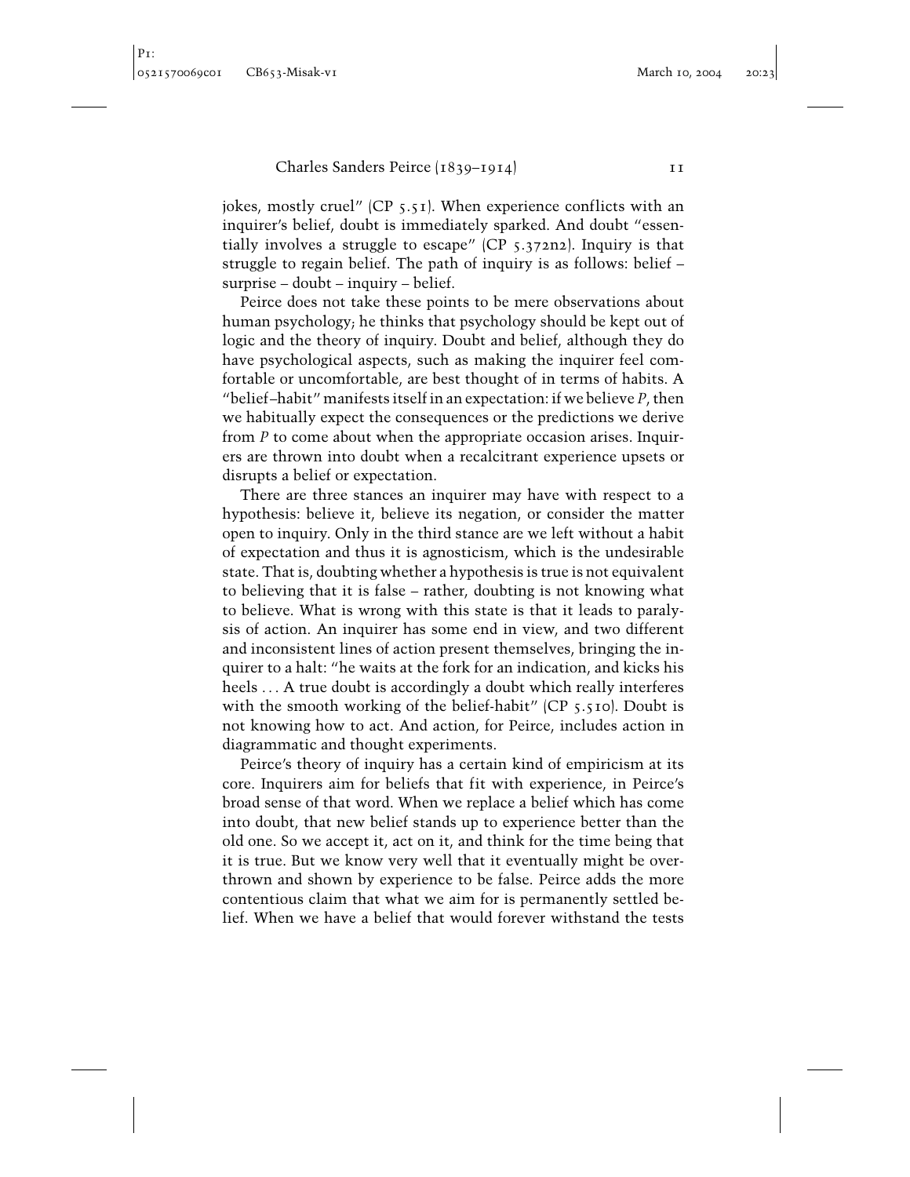jokes, mostly cruel" (CP 5.51). When experience conflicts with an inquirer's belief, doubt is immediately sparked. And doubt "essentially involves a struggle to escape" (CP 5.372n2). Inquiry is that struggle to regain belief. The path of inquiry is as follows: belief – surprise – doubt – inquiry – belief.

Peirce does not take these points to be mere observations about human psychology; he thinks that psychology should be kept out of logic and the theory of inquiry. Doubt and belief, although they do have psychological aspects, such as making the inquirer feel comfortable or uncomfortable, are best thought of in terms of habits. A "belief–habit" manifests itself in an expectation: if we believe *P*, then we habitually expect the consequences or the predictions we derive from *P* to come about when the appropriate occasion arises. Inquirers are thrown into doubt when a recalcitrant experience upsets or disrupts a belief or expectation.

There are three stances an inquirer may have with respect to a hypothesis: believe it, believe its negation, or consider the matter open to inquiry. Only in the third stance are we left without a habit of expectation and thus it is agnosticism, which is the undesirable state. That is, doubting whether a hypothesis is true is not equivalent to believing that it is false – rather, doubting is not knowing what to believe. What is wrong with this state is that it leads to paralysis of action. An inquirer has some end in view, and two different and inconsistent lines of action present themselves, bringing the inquirer to a halt: "he waits at the fork for an indication, and kicks his heels . . . A true doubt is accordingly a doubt which really interferes with the smooth working of the belief-habit" (CP 5.510). Doubt is not knowing how to act. And action, for Peirce, includes action in diagrammatic and thought experiments.

Peirce's theory of inquiry has a certain kind of empiricism at its core. Inquirers aim for beliefs that fit with experience, in Peirce's broad sense of that word. When we replace a belief which has come into doubt, that new belief stands up to experience better than the old one. So we accept it, act on it, and think for the time being that it is true. But we know very well that it eventually might be overthrown and shown by experience to be false. Peirce adds the more contentious claim that what we aim for is permanently settled belief. When we have a belief that would forever withstand the tests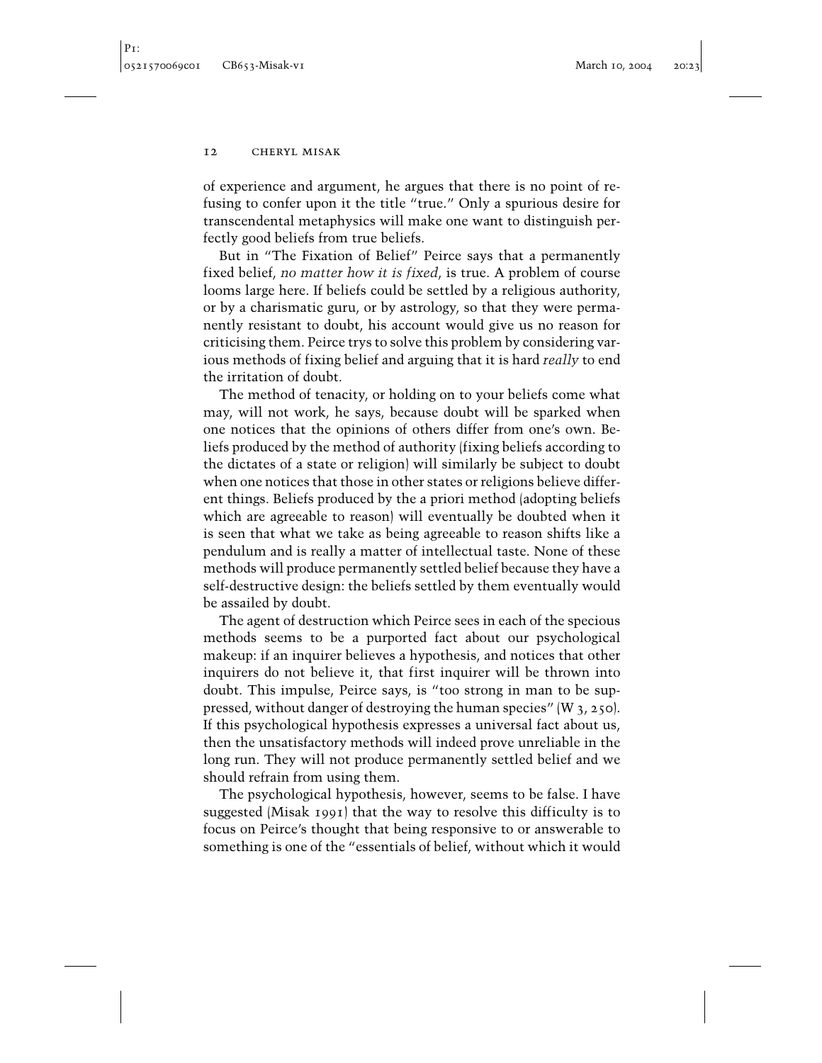of experience and argument, he argues that there is no point of refusing to confer upon it the title "true." Only a spurious desire for transcendental metaphysics will make one want to distinguish perfectly good beliefs from true beliefs.

But in "The Fixation of Belief" Peirce says that a permanently fixed belief, *no matter how it is fixed*, is true. A problem of course looms large here. If beliefs could be settled by a religious authority, or by a charismatic guru, or by astrology, so that they were permanently resistant to doubt, his account would give us no reason for criticising them. Peirce trys to solve this problem by considering various methods of fixing belief and arguing that it is hard *really* to end the irritation of doubt.

The method of tenacity, or holding on to your beliefs come what may, will not work, he says, because doubt will be sparked when one notices that the opinions of others differ from one's own. Beliefs produced by the method of authority (fixing beliefs according to the dictates of a state or religion) will similarly be subject to doubt when one notices that those in other states or religions believe different things. Beliefs produced by the a priori method (adopting beliefs which are agreeable to reason) will eventually be doubted when it is seen that what we take as being agreeable to reason shifts like a pendulum and is really a matter of intellectual taste. None of these methods will produce permanently settled belief because they have a self-destructive design: the beliefs settled by them eventually would be assailed by doubt.

The agent of destruction which Peirce sees in each of the specious methods seems to be a purported fact about our psychological makeup: if an inquirer believes a hypothesis, and notices that other inquirers do not believe it, that first inquirer will be thrown into doubt. This impulse, Peirce says, is "too strong in man to be suppressed, without danger of destroying the human species" (W 3, 250). If this psychological hypothesis expresses a universal fact about us, then the unsatisfactory methods will indeed prove unreliable in the long run. They will not produce permanently settled belief and we should refrain from using them.

The psychological hypothesis, however, seems to be false. I have suggested (Misak 1991) that the way to resolve this difficulty is to focus on Peirce's thought that being responsive to or answerable to something is one of the "essentials of belief, without which it would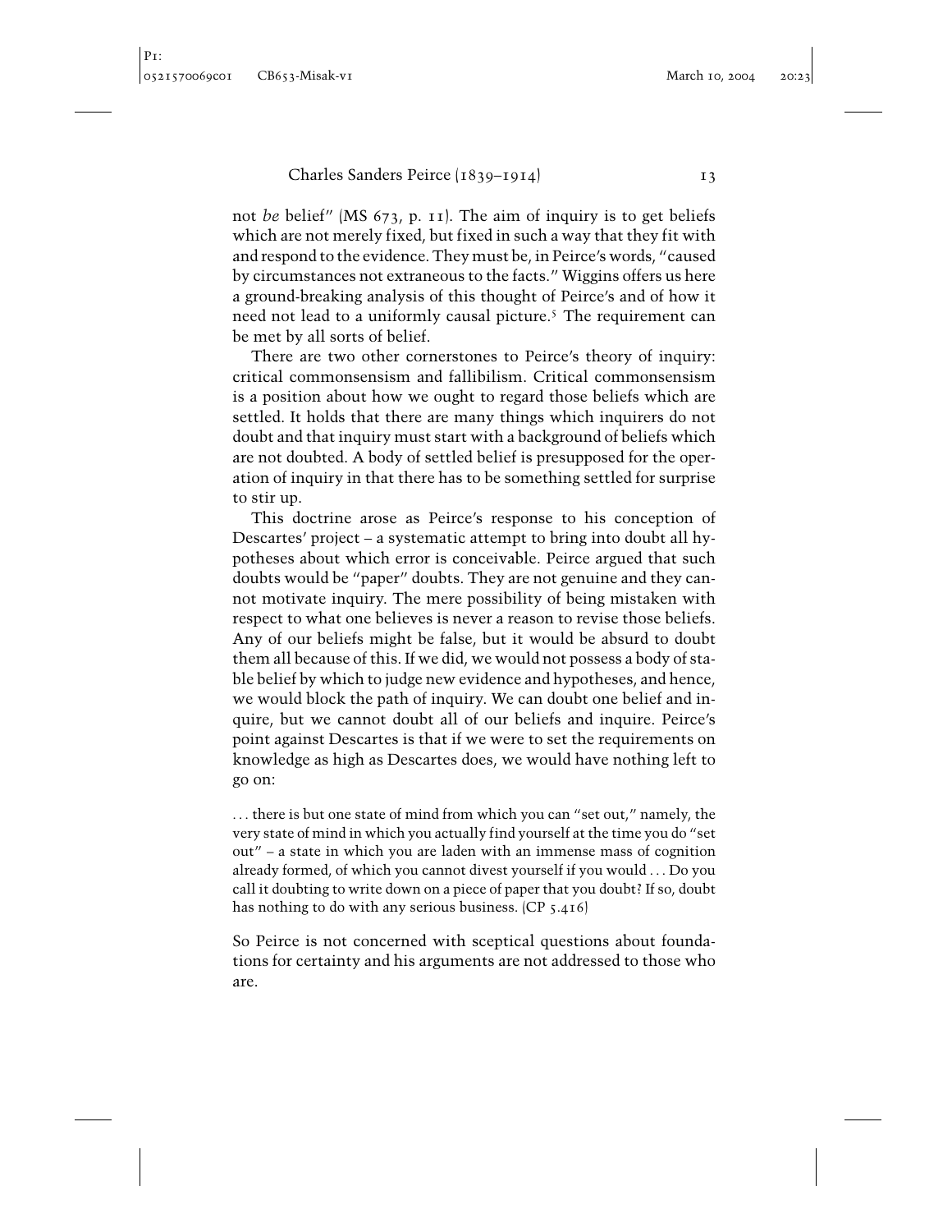not *be* belief" (MS 673, p. 11). The aim of inquiry is to get beliefs which are not merely fixed, but fixed in such a way that they fit with and respond to the evidence. They must be, in Peirce's words, "caused by circumstances not extraneous to the facts." Wiggins offers us here a ground-breaking analysis of this thought of Peirce's and of how it need not lead to a uniformly causal picture.[5] The requirement can be met by all sorts of belief.

There are two other cornerstones to Peirce's theory of inquiry: critical commonsensism and fallibilism. Critical commonsensism is a position about how we ought to regard those beliefs which are settled. It holds that there are many things which inquirers do not doubt and that inquiry must start with a background of beliefs which are not doubted. A body of settled belief is presupposed for the operation of inquiry in that there has to be something settled for surprise to stir up.

This doctrine arose as Peirce's response to his conception of Descartes' project – a systematic attempt to bring into doubt all hypotheses about which error is conceivable. Peirce argued that such doubts would be "paper" doubts. They are not genuine and they cannot motivate inquiry. The mere possibility of being mistaken with respect to what one believes is never a reason to revise those beliefs. Any of our beliefs might be false, but it would be absurd to doubt them all because of this. If we did, we would not possess a body of stable belief by which to judge new evidence and hypotheses, and hence, we would block the path of inquiry. We can doubt one belief and inquire, but we cannot doubt all of our beliefs and inquire. Peirce's point against Descartes is that if we were to set the requirements on knowledge as high as Descartes does, we would have nothing left to go on:

> ... there is but one state of mind from which you can "set out," namely, the very state of mind in which you actually find yourself at the time you do "set out" – a state in which you are laden with an immense mass of cognition already formed, of which you cannot divest yourself if you would ... Do you call it doubting to write down on a piece of paper that you doubt? If so, doubt has nothing to do with any serious business. (CP 5.416)

So Peirce is not concerned with sceptical questions about foundations for certainty and his arguments are not addressed to those who are.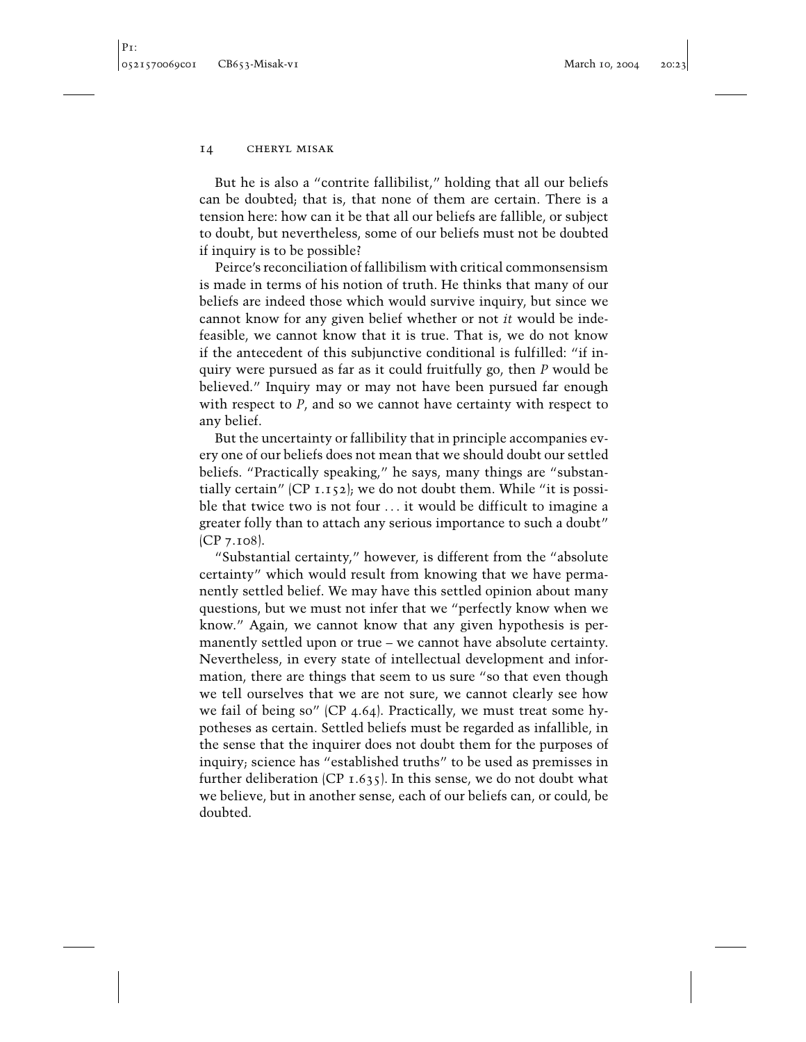But he is also a "contrite fallibilist," holding that all our beliefs can be doubted; that is, that none of them are certain. There is a tension here: how can it be that all our beliefs are fallible, or subject to doubt, but nevertheless, some of our beliefs must not be doubted if inquiry is to be possible?

Peirce's reconciliation of fallibilism with critical commonsensism is made in terms of his notion of truth. He thinks that many of our beliefs are indeed those which would survive inquiry, but since we cannot know for any given belief whether or not *it* would be indefeasible, we cannot know that it is true. That is, we do not know if the antecedent of this subjunctive conditional is fulfilled: "if inquiry were pursued as far as it could fruitfully go, then *P* would be believed." Inquiry may or may not have been pursued far enough with respect to *P*, and so we cannot have certainty with respect to any belief.

But the uncertainty or fallibility that in principle accompanies every one of our beliefs does not mean that we should doubt our settled beliefs. "Practically speaking," he says, many things are "substantially certain" (CP 1.152); we do not doubt them. While "it is possible that twice two is not four ... it would be difficult to imagine a greater folly than to attach any serious importance to such a doubt" (CP 7.108).

"Substantial certainty," however, is different from the "absolute certainty" which would result from knowing that we have permanently settled belief. We may have this settled opinion about many questions, but we must not infer that we "perfectly know when we know." Again, we cannot know that any given hypothesis is permanently settled upon or true – we cannot have absolute certainty. Nevertheless, in every state of intellectual development and information, there are things that seem to us sure "so that even though we tell ourselves that we are not sure, we cannot clearly see how we fail of being so" (CP 4.64). Practically, we must treat some hypotheses as certain. Settled beliefs must be regarded as infallible, in the sense that the inquirer does not doubt them for the purposes of inquiry; science has "established truths" to be used as premisses in further deliberation (CP 1.635). In this sense, we do not doubt what we believe, but in another sense, each of our beliefs can, or could, be doubted.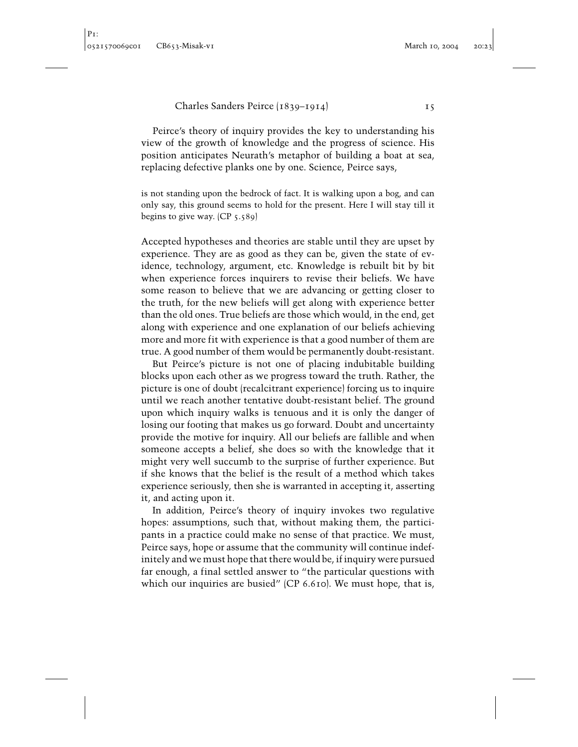Peirce's theory of inquiry provides the key to understanding his view of the growth of knowledge and the progress of science. His position anticipates Neurath's metaphor of building a boat at sea, replacing defective planks one by one. Science, Peirce says,

> is not standing upon the bedrock of fact. It is walking upon a bog, and can only say, this ground seems to hold for the present. Here I will stay till it begins to give way. (CP 5.589)

Accepted hypotheses and theories are stable until they are upset by experience. They are as good as they can be, given the state of evidence, technology, argument, etc. Knowledge is rebuilt bit by bit when experience forces inquirers to revise their beliefs. We have some reason to believe that we are advancing or getting closer to the truth, for the new beliefs will get along with experience better than the old ones. True beliefs are those which would, in the end, get along with experience and one explanation of our beliefs achieving more and more fit with experience is that a good number of them are true. A good number of them would be permanently doubt-resistant.

But Peirce's picture is not one of placing indubitable building blocks upon each other as we progress toward the truth. Rather, the picture is one of doubt (recalcitrant experience) forcing us to inquire until we reach another tentative doubt-resistant belief. The ground upon which inquiry walks is tenuous and it is only the danger of losing our footing that makes us go forward. Doubt and uncertainty provide the motive for inquiry. All our beliefs are fallible and when someone accepts a belief, she does so with the knowledge that it might very well succumb to the surprise of further experience. But if she knows that the belief is the result of a method which takes experience seriously, then she is warranted in accepting it, asserting it, and acting upon it.

In addition, Peirce's theory of inquiry invokes two regulative hopes: assumptions, such that, without making them, the participants in a practice could make no sense of that practice. We must, Peirce says, hope or assume that the community will continue indefinitely and we must hope that there would be, if inquiry were pursued far enough, a final settled answer to "the particular questions with which our inquiries are busied" (CP 6.610). We must hope, that is,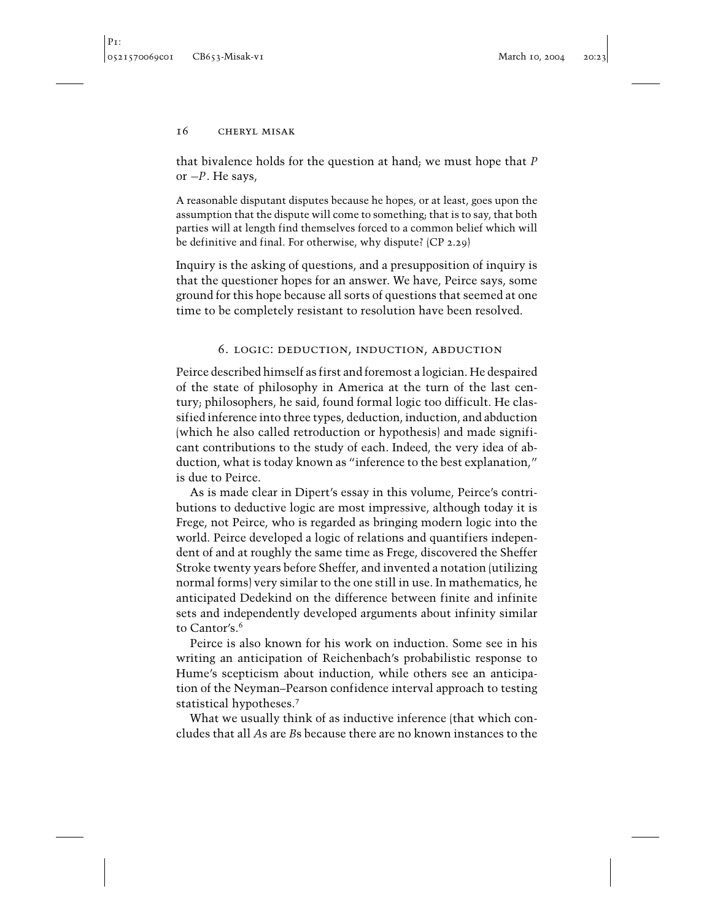that bivalence holds for the question at hand; we must hope that *P* or −*P*. He says,

> A reasonable disputant disputes because he hopes, or at least, goes upon the assumption that the dispute will come to something; that is to say, that both parties will at length find themselves forced to a common belief which will be definitive and final. For otherwise, why dispute? (CP 2.29)

Inquiry is the asking of questions, and a presupposition of inquiry is that the questioner hopes for an answer. We have, Peirce says, some ground for this hope because all sorts of questions that seemed at one time to be completely resistant to resolution have been resolved.

## 6. LOGIC: DEDUCTION, INDUCTION, ABDUCTION

Peirce described himself as first and foremost a logician. He despaired of the state of philosophy in America at the turn of the last century; philosophers, he said, found formal logic too difficult. He classified inference into three types, deduction, induction, and abduction (which he also called retroduction or hypothesis) and made significant contributions to the study of each. Indeed, the very idea of abduction, what is today known as "inference to the best explanation," is due to Peirce.

As is made clear in Dipert's essay in this volume, Peirce's contributions to deductive logic are most impressive, although today it is Frege, not Peirce, who is regarded as bringing modern logic into the world. Peirce developed a logic of relations and quantifiers independent of and at roughly the same time as Frege, discovered the Sheffer Stroke twenty years before Sheffer, and invented a notation (utilizing normal forms) very similar to the one still in use. In mathematics, he anticipated Dedekind on the difference between finite and infinite sets and independently developed arguments about infinity similar to Cantor's.[6]

Peirce is also known for his work on induction. Some see in his writing an anticipation of Reichenbach's probabilistic response to Hume's scepticism about induction, while others see an anticipation of the Neyman–Pearson confidence interval approach to testing statistical hypotheses.[7]

What we usually think of as inductive inference (that which concludes that all *A*s are *B*s because there are no known instances to the